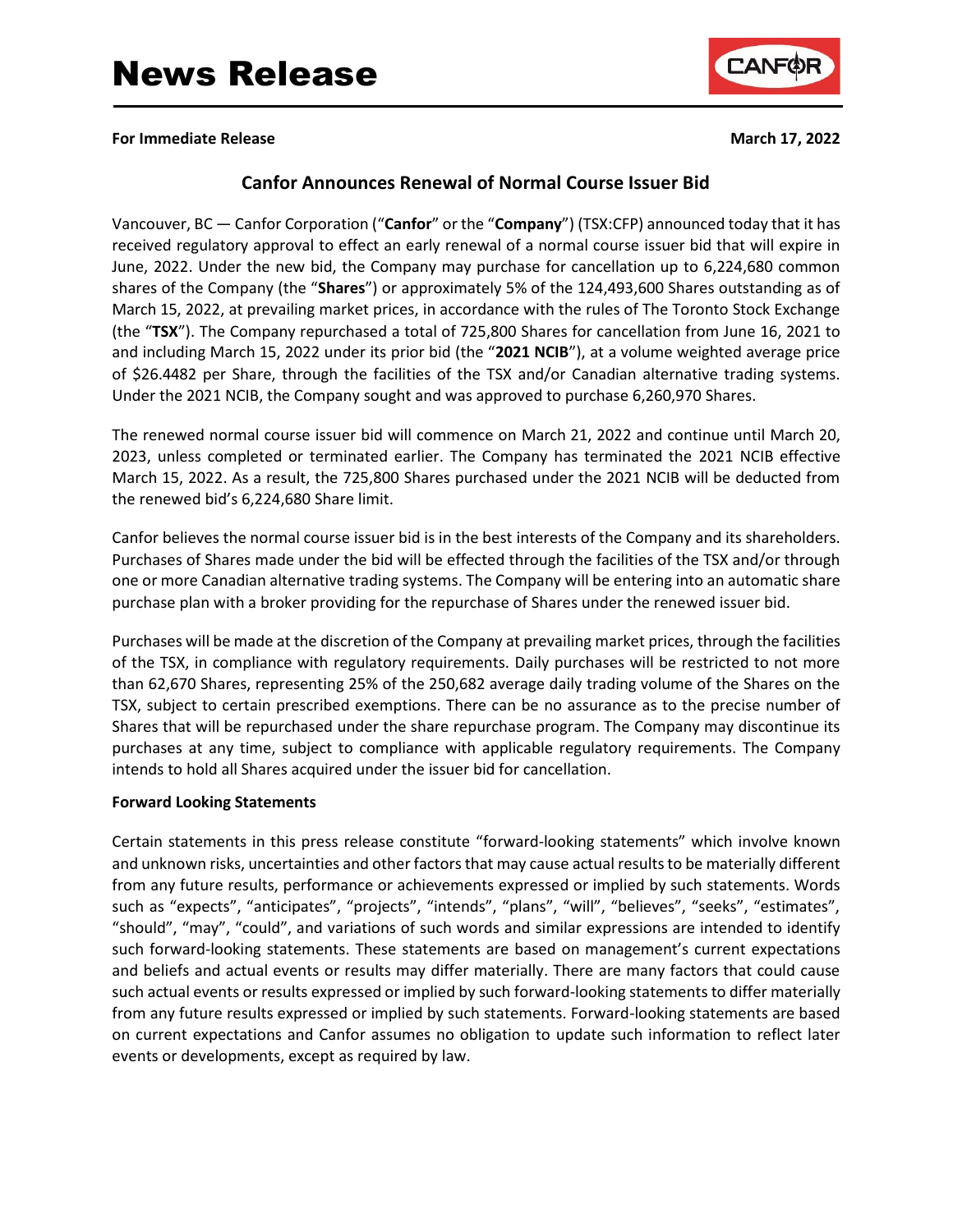# News Release

**For Immediate Release** **March 17, 2022**

## Canfor Announces Renewal of Normal Course Issuer Bid

Vancouver, BC — Canfor Corporation ("**Canfor**" or the "**Company**") (TSX:CFP) announced today that it has received regulatory approval to effect an early renewal of a normal course issuer bid that will expire in June, 2022. Under the new bid, the Company may purchase for cancellation up to 6,224,680 common shares of the Company (the "**Shares**") or approximately 5% of the 124,493,600 Shares outstanding as of March 15, 2022, at prevailing market prices, in accordance with the rules of The Toronto Stock Exchange (the "**TSX**"). The Company repurchased a total of 725,800 Shares for cancellation from June 16, 2021 to and including March 15, 2022 under its prior bid (the "**2021 NCIB**"), at a volume weighted average price of $26.4482 per Share, through the facilities of the TSX and/or Canadian alternative trading systems. Under the 2021 NCIB, the Company sought and was approved to purchase 6,260,970 Shares.

The renewed normal course issuer bid will commence on March 21, 2022 and continue until March 20, 2023, unless completed or terminated earlier. The Company has terminated the 2021 NCIB effective March 15, 2022. As a result, the 725,800 Shares purchased under the 2021 NCIB will be deducted from the renewed bid's 6,224,680 Share limit.

Canfor believes the normal course issuer bid is in the best interests of the Company and its shareholders. Purchases of Shares made under the bid will be effected through the facilities of the TSX and/or through one or more Canadian alternative trading systems. The Company will be entering into an automatic share purchase plan with a broker providing for the repurchase of Shares under the renewed issuer bid.

Purchases will be made at the discretion of the Company at prevailing market prices, through the facilities of the TSX, in compliance with regulatory requirements. Daily purchases will be restricted to not more than 62,670 Shares, representing 25% of the 250,682 average daily trading volume of the Shares on the TSX, subject to certain prescribed exemptions. There can be no assurance as to the precise number of Shares that will be repurchased under the share repurchase program. The Company may discontinue its purchases at any time, subject to compliance with applicable regulatory requirements. The Company intends to hold all Shares acquired under the issuer bid for cancellation.

**Forward Looking Statements**

Certain statements in this press release constitute "forward-looking statements" which involve known and unknown risks, uncertainties and other factors that may cause actual results to be materially different from any future results, performance or achievements expressed or implied by such statements. Words such as "expects", "anticipates", "projects", "intends", "plans", "will", "believes", "seeks", "estimates", "should", "may", "could", and variations of such words and similar expressions are intended to identify such forward-looking statements. These statements are based on management's current expectations and beliefs and actual events or results may differ materially. There are many factors that could cause such actual events or results expressed or implied by such forward-looking statements to differ materially from any future results expressed or implied by such statements. Forward-looking statements are based on current expectations and Canfor assumes no obligation to update such information to reflect later events or developments, except as required by law.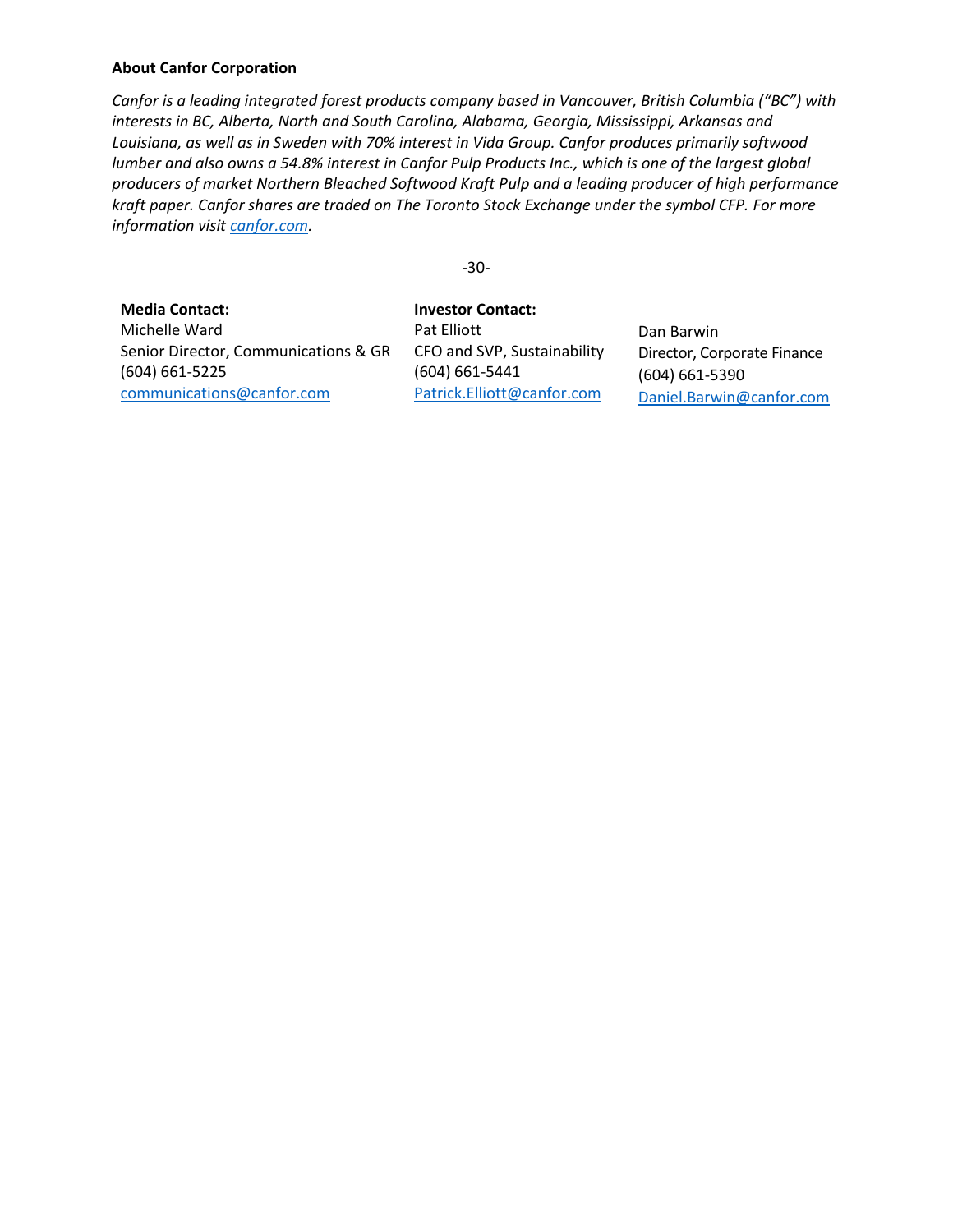**About Canfor Corporation**

*Canfor is a leading integrated forest products company based in Vancouver, British Columbia ("BC") with interests in BC, Alberta, North and South Carolina, Alabama, Georgia, Mississippi, Arkansas and Louisiana, as well as in Sweden with 70% interest in Vida Group. Canfor produces primarily softwood lumber and also owns a 54.8% interest in Canfor Pulp Products Inc., which is one of the largest global producers of market Northern Bleached Softwood Kraft Pulp and a leading producer of high performance kraft paper. Canfor shares are traded on The Toronto Stock Exchange under the symbol CFP. For more information visit [canfor.com](canfor.com).*

-30-

**Media Contact:**
Michelle Ward
Senior Director, Communications & GR
(604) 661-5225
communications@canfor.com

**Investor Contact:**
Pat Elliott
CFO and SVP, Sustainability
(604) 661-5441
Patrick.Elliott@canfor.com

Dan Barwin
Director, Corporate Finance
(604) 661-5390
Daniel.Barwin@canfor.com